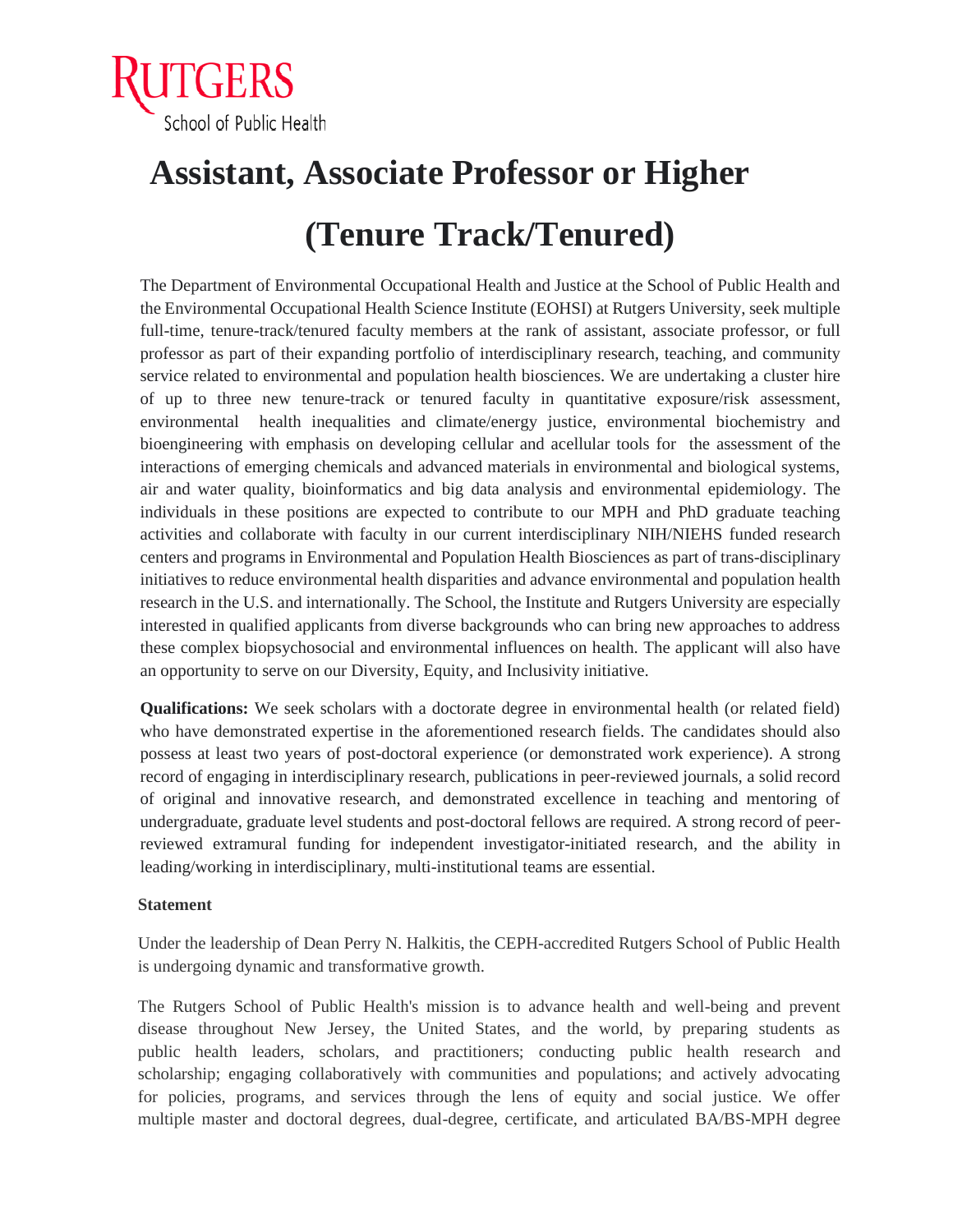RUTGERS
School of Public Health

# Assistant, Associate Professor or Higher

# (Tenure Track/Tenured)

The Department of Environmental Occupational Health and Justice at the School of Public Health and the Environmental Occupational Health Science Institute (EOHSI) at Rutgers University, seek multiple full-time, tenure-track/tenured faculty members at the rank of assistant, associate professor, or full professor as part of their expanding portfolio of interdisciplinary research, teaching, and community service related to environmental and population health biosciences. We are undertaking a cluster hire of up to three new tenure-track or tenured faculty in quantitative exposure/risk assessment, environmental health inequalities and climate/energy justice, environmental biochemistry and bioengineering with emphasis on developing cellular and acellular tools for the assessment of the interactions of emerging chemicals and advanced materials in environmental and biological systems, air and water quality, bioinformatics and big data analysis and environmental epidemiology. The individuals in these positions are expected to contribute to our MPH and PhD graduate teaching activities and collaborate with faculty in our current interdisciplinary NIH/NIEHS funded research centers and programs in Environmental and Population Health Biosciences as part of trans-disciplinary initiatives to reduce environmental health disparities and advance environmental and population health research in the U.S. and internationally. The School, the Institute and Rutgers University are especially interested in qualified applicants from diverse backgrounds who can bring new approaches to address these complex biopsychosocial and environmental influences on health. The applicant will also have an opportunity to serve on our Diversity, Equity, and Inclusivity initiative.

**Qualifications:** We seek scholars with a doctorate degree in environmental health (or related field) who have demonstrated expertise in the aforementioned research fields. The candidates should also possess at least two years of post-doctoral experience (or demonstrated work experience). A strong record of engaging in interdisciplinary research, publications in peer-reviewed journals, a solid record of original and innovative research, and demonstrated excellence in teaching and mentoring of undergraduate, graduate level students and post-doctoral fellows are required. A strong record of peer-reviewed extramural funding for independent investigator-initiated research, and the ability in leading/working in interdisciplinary, multi-institutional teams are essential.

**Statement**

Under the leadership of Dean Perry N. Halkitis, the CEPH-accredited Rutgers School of Public Health is undergoing dynamic and transformative growth.

The Rutgers School of Public Health's mission is to advance health and well-being and prevent disease throughout New Jersey, the United States, and the world, by preparing students as public health leaders, scholars, and practitioners; conducting public health research and scholarship; engaging collaboratively with communities and populations; and actively advocating for policies, programs, and services through the lens of equity and social justice. We offer multiple master and doctoral degrees, dual-degree, certificate, and articulated BA/BS-MPH degree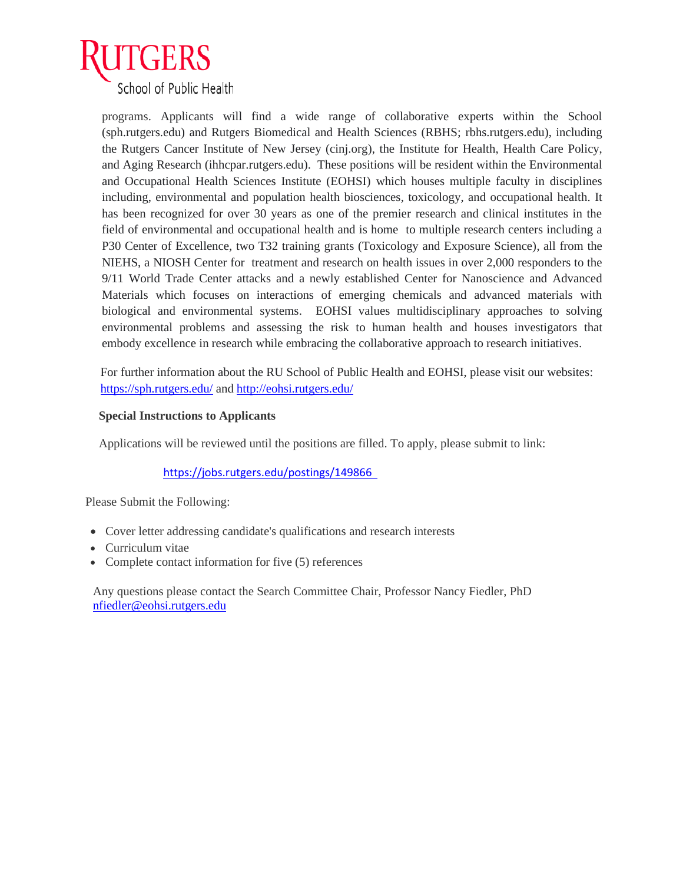programs. Applicants will find a wide range of collaborative experts within the School (sph.rutgers.edu) and Rutgers Biomedical and Health Sciences (RBHS; rbhs.rutgers.edu), including the Rutgers Cancer Institute of New Jersey (cinj.org), the Institute for Health, Health Care Policy, and Aging Research (ihhcpar.rutgers.edu). These positions will be resident within the Environmental and Occupational Health Sciences Institute (EOHSI) which houses multiple faculty in disciplines including, environmental and population health biosciences, toxicology, and occupational health. It has been recognized for over 30 years as one of the premier research and clinical institutes in the field of environmental and occupational health and is home to multiple research centers including a P30 Center of Excellence, two T32 training grants (Toxicology and Exposure Science), all from the NIEHS, a NIOSH Center for treatment and research on health issues in over 2,000 responders to the 9/11 World Trade Center attacks and a newly established Center for Nanoscience and Advanced Materials which focuses on interactions of emerging chemicals and advanced materials with biological and environmental systems. EOHSI values multidisciplinary approaches to solving environmental problems and assessing the risk to human health and houses investigators that embody excellence in research while embracing the collaborative approach to research initiatives.

For further information about the RU School of Public Health and EOHSI, please visit our websites: https://sph.rutgers.edu/ and http://eohsi.rutgers.edu/

**Special Instructions to Applicants**

Applications will be reviewed until the positions are filled. To apply, please submit to link:

https://jobs.rutgers.edu/postings/149866

Please Submit the Following:

- Cover letter addressing candidate's qualifications and research interests
- Curriculum vitae
- Complete contact information for five (5) references

Any questions please contact the Search Committee Chair, Professor Nancy Fiedler, PhD
nfiedler@eohsi.rutgers.edu